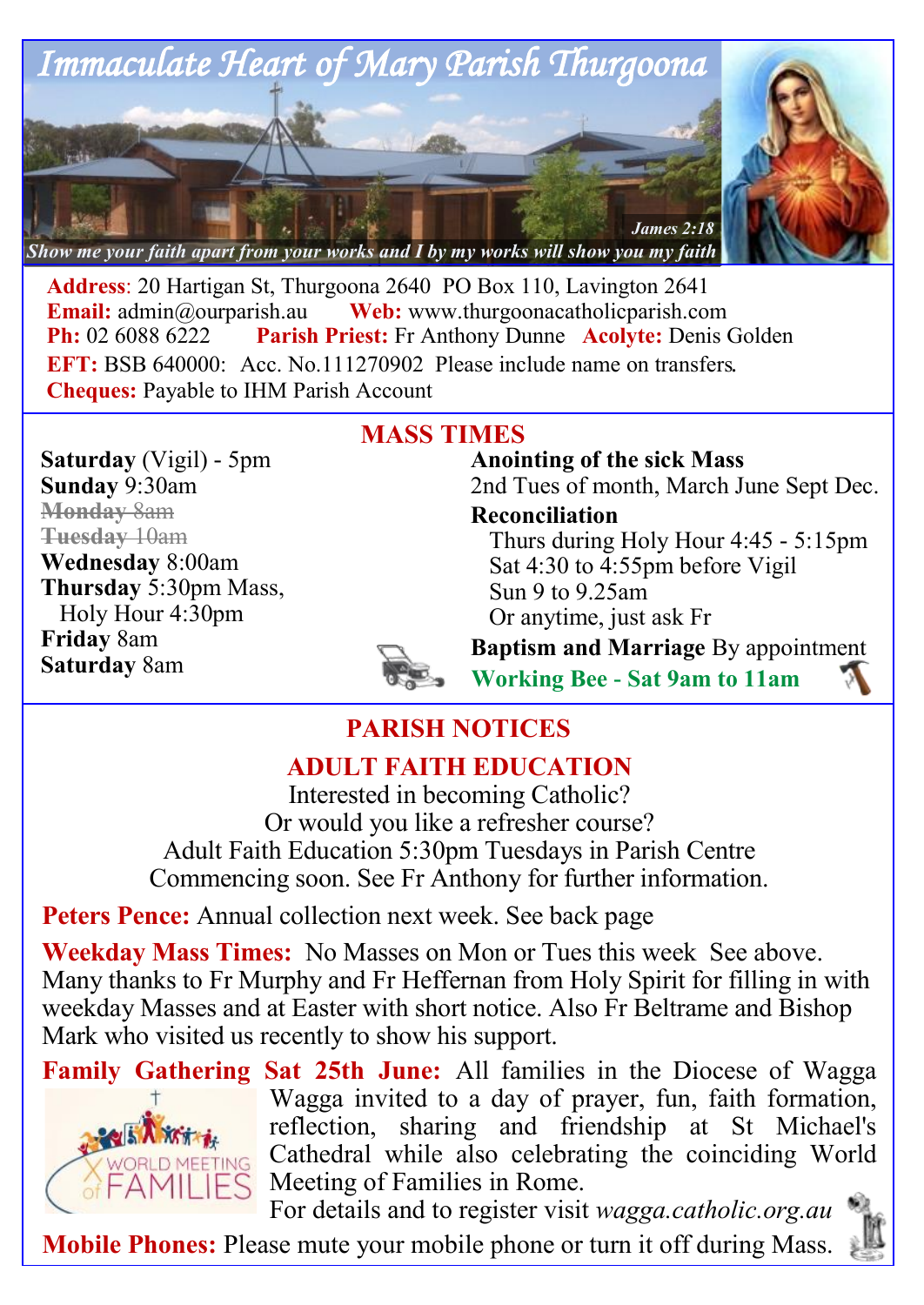# Immaculate Heart of Mary Parish Thurgoona

*Show me your faith apart from your works and I by my works will show you my faith* — *James 2:18*

**Address**: 20 Hartigan St, Thurgoona 2640 PO Box 110, Lavington 2641
**Email:** admin@ourparish.au **Web:** www.thurgoonacatholicparish.com
**Ph:** 02 6088 6222 **Parish Priest:** Fr Anthony Dunne **Acolyte:** Denis Golden
**EFT:** BSB 640000: Acc. No.111270902 Please include name on transfers.
**Cheques:** Payable to IHM Parish Account

## MASS TIMES

**Saturday** (Vigil) - 5pm
**Sunday** 9:30am
~~**Monday** 8am~~
~~**Tuesday** 10am~~
**Wednesday** 8:00am
**Thursday** 5:30pm Mass,
Holy Hour 4:30pm
**Friday** 8am
**Saturday** 8am

**Anointing of the sick Mass**
2nd Tues of month, March June Sept Dec.

**Reconciliation**
Thurs during Holy Hour 4:45 - 5:15pm
Sat 4:30 to 4:55pm before Vigil
Sun 9 to 9.25am
Or anytime, just ask Fr

**Baptism and Marriage** By appointment

**Working Bee - Sat 9am to 11am**

## PARISH NOTICES

### ADULT FAITH EDUCATION

Interested in becoming Catholic?
Or would you like a refresher course?
Adult Faith Education 5:30pm Tuesdays in Parish Centre
Commencing soon. See Fr Anthony for further information.

**Peters Pence:** Annual collection next week. See back page

**Weekday Mass Times:** No Masses on Mon or Tues this week See above. Many thanks to Fr Murphy and Fr Heffernan from Holy Spirit for filling in with weekday Masses and at Easter with short notice. Also Fr Beltrame and Bishop Mark who visited us recently to show his support.

**Family Gathering Sat 25th June:** All families in the Diocese of Wagga Wagga invited to a day of prayer, fun, faith formation, reflection, sharing and friendship at St Michael's Cathedral while also celebrating the coinciding World Meeting of Families in Rome.
For details and to register visit *wagga.catholic.org.au*

**Mobile Phones:** Please mute your mobile phone or turn it off during Mass.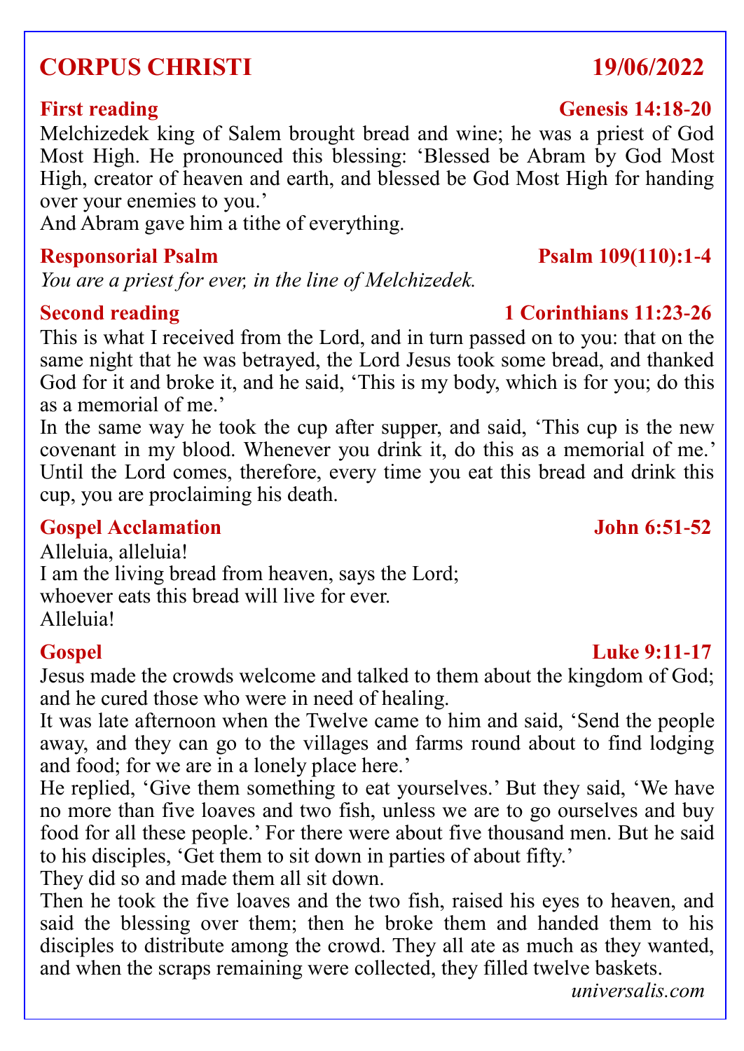# CORPUS CHRISTI 19/06/2022

## First reading — Genesis 14:18-20

Melchizedek king of Salem brought bread and wine; he was a priest of God Most High. He pronounced this blessing: 'Blessed be Abram by God Most High, creator of heaven and earth, and blessed be God Most High for handing over your enemies to you.'
And Abram gave him a tithe of everything.

## Responsorial Psalm — Psalm 109(110):1-4

*You are a priest for ever, in the line of Melchizedek.*

## Second reading — 1 Corinthians 11:23-26

This is what I received from the Lord, and in turn passed on to you: that on the same night that he was betrayed, the Lord Jesus took some bread, and thanked God for it and broke it, and he said, 'This is my body, which is for you; do this as a memorial of me.'
In the same way he took the cup after supper, and said, 'This cup is the new covenant in my blood. Whenever you drink it, do this as a memorial of me.'
Until the Lord comes, therefore, every time you eat this bread and drink this cup, you are proclaiming his death.

## Gospel Acclamation — John 6:51-52

Alleluia, alleluia!
I am the living bread from heaven, says the Lord;
whoever eats this bread will live for ever.
Alleluia!

## Gospel — Luke 9:11-17

Jesus made the crowds welcome and talked to them about the kingdom of God; and he cured those who were in need of healing.
It was late afternoon when the Twelve came to him and said, 'Send the people away, and they can go to the villages and farms round about to find lodging and food; for we are in a lonely place here.'
He replied, 'Give them something to eat yourselves.' But they said, 'We have no more than five loaves and two fish, unless we are to go ourselves and buy food for all these people.' For there were about five thousand men. But he said to his disciples, 'Get them to sit down in parties of about fifty.'
They did so and made them all sit down.
Then he took the five loaves and the two fish, raised his eyes to heaven, and said the blessing over them; then he broke them and handed them to his disciples to distribute among the crowd. They all ate as much as they wanted, and when the scraps remaining were collected, they filled twelve baskets.

*universalis.com*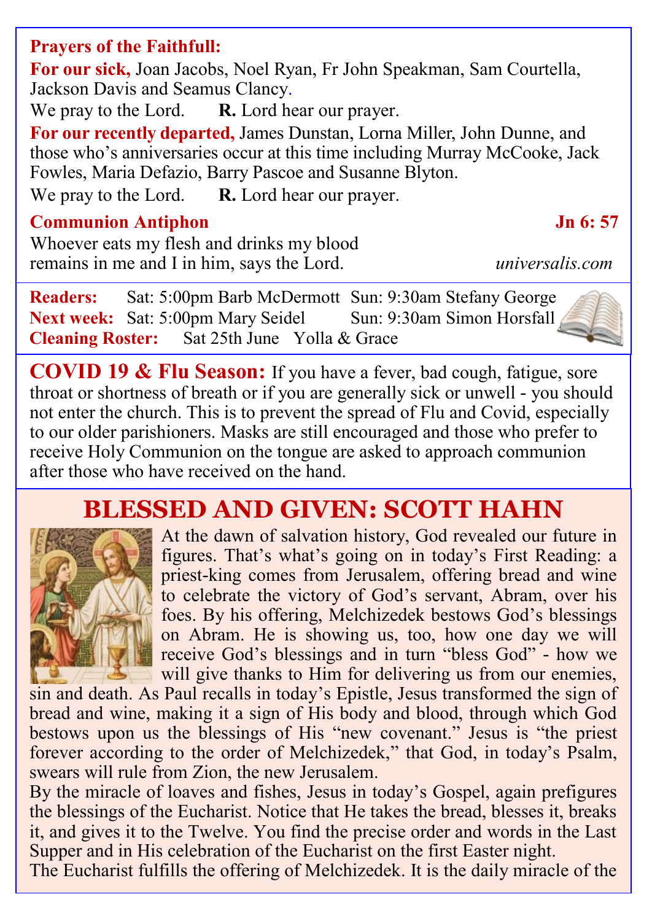**Prayers of the Faithfull:**

**For our sick,** Joan Jacobs, Noel Ryan, Fr John Speakman, Sam Courtella, Jackson Davis and Seamus Clancy.

We pray to the Lord. **R.** Lord hear our prayer.

**For our recently departed,** James Dunstan, Lorna Miller, John Dunne, and those who's anniversaries occur at this time including Murray McCooke, Jack Fowles, Maria Defazio, Barry Pascoe and Susanne Blyton.

We pray to the Lord. **R.** Lord hear our prayer.

**Communion Antiphon** **Jn 6: 57**

Whoever eats my flesh and drinks my blood
remains in me and I in him, says the Lord.

*universalis.com*

**Readers:** Sat: 5:00pm Barb McDermott Sun: 9:30am Stefany George
**Next week:** Sat: 5:00pm Mary Seidel Sun: 9:30am Simon Horsfall
**Cleaning Roster:** Sat 25th June Yolla & Grace

**COVID 19 & Flu Season:** If you have a fever, bad cough, fatigue, sore throat or shortness of breath or if you are generally sick or unwell - you should not enter the church. This is to prevent the spread of Flu and Covid, especially to our older parishioners. Masks are still encouraged and those who prefer to receive Holy Communion on the tongue are asked to approach communion after those who have received on the hand.

## BLESSED AND GIVEN: SCOTT HAHN

At the dawn of salvation history, God revealed our future in figures. That's what's going on in today's First Reading: a priest-king comes from Jerusalem, offering bread and wine to celebrate the victory of God's servant, Abram, over his foes. By his offering, Melchizedek bestows God's blessings on Abram. He is showing us, too, how one day we will receive God's blessings and in turn "bless God" - how we will give thanks to Him for delivering us from our enemies, sin and death. As Paul recalls in today's Epistle, Jesus transformed the sign of bread and wine, making it a sign of His body and blood, through which God bestows upon us the blessings of His "new covenant." Jesus is "the priest forever according to the order of Melchizedek," that God, in today's Psalm, swears will rule from Zion, the new Jerusalem.

By the miracle of loaves and fishes, Jesus in today's Gospel, again prefigures the blessings of the Eucharist. Notice that He takes the bread, blesses it, breaks it, and gives it to the Twelve. You find the precise order and words in the Last Supper and in His celebration of the Eucharist on the first Easter night.

The Eucharist fulfills the offering of Melchizedek. It is the daily miracle of the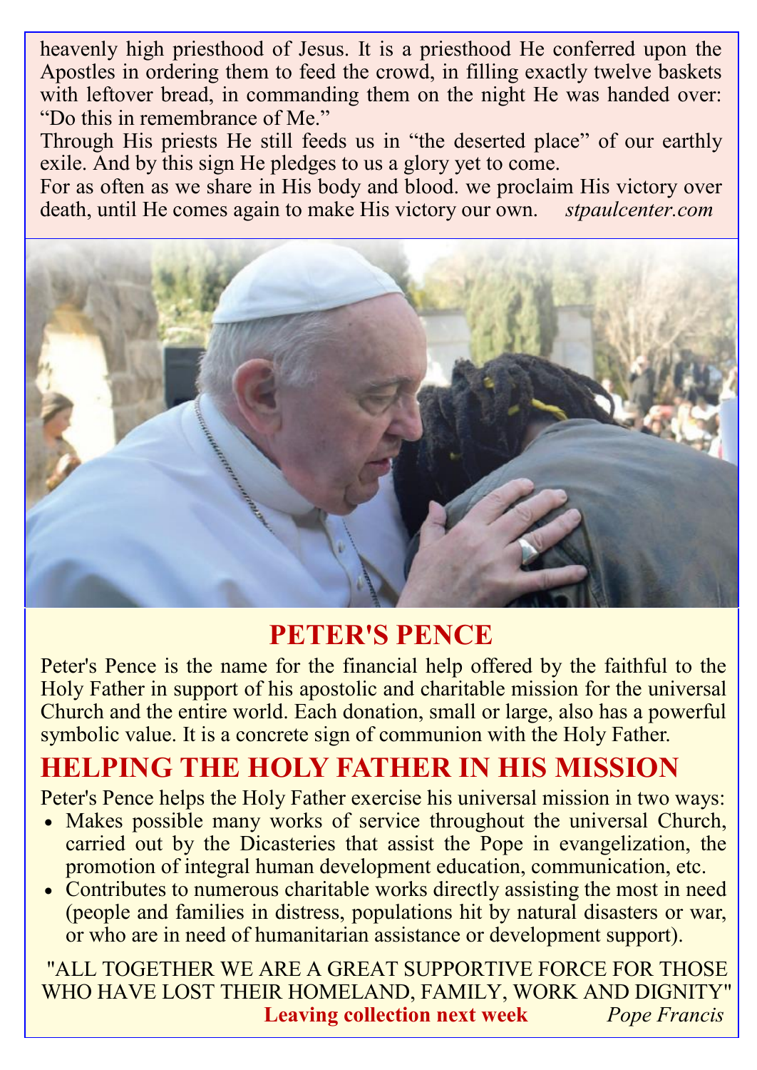heavenly high priesthood of Jesus. It is a priesthood He conferred upon the Apostles in ordering them to feed the crowd, in filling exactly twelve baskets with leftover bread, in commanding them on the night He was handed over: "Do this in remembrance of Me."

Through His priests He still feeds us in "the deserted place" of our earthly exile. And by this sign He pledges to us a glory yet to come.

For as often as we share in His body and blood. we proclaim His victory over death, until He comes again to make His victory our own. *stpaulcenter.com*

## PETER'S PENCE

Peter's Pence is the name for the financial help offered by the faithful to the Holy Father in support of his apostolic and charitable mission for the universal Church and the entire world. Each donation, small or large, also has a powerful symbolic value. It is a concrete sign of communion with the Holy Father.

## HELPING THE HOLY FATHER IN HIS MISSION

Peter's Pence helps the Holy Father exercise his universal mission in two ways:

- Makes possible many works of service throughout the universal Church, carried out by the Dicasteries that assist the Pope in evangelization, the promotion of integral human development education, communication, etc.
- Contributes to numerous charitable works directly assisting the most in need (people and families in distress, populations hit by natural disasters or war, or who are in need of humanitarian assistance or development support).

"ALL TOGETHER WE ARE A GREAT SUPPORTIVE FORCE FOR THOSE WHO HAVE LOST THEIR HOMELAND, FAMILY, WORK AND DIGNITY" *Pope Francis*

**Leaving collection next week**